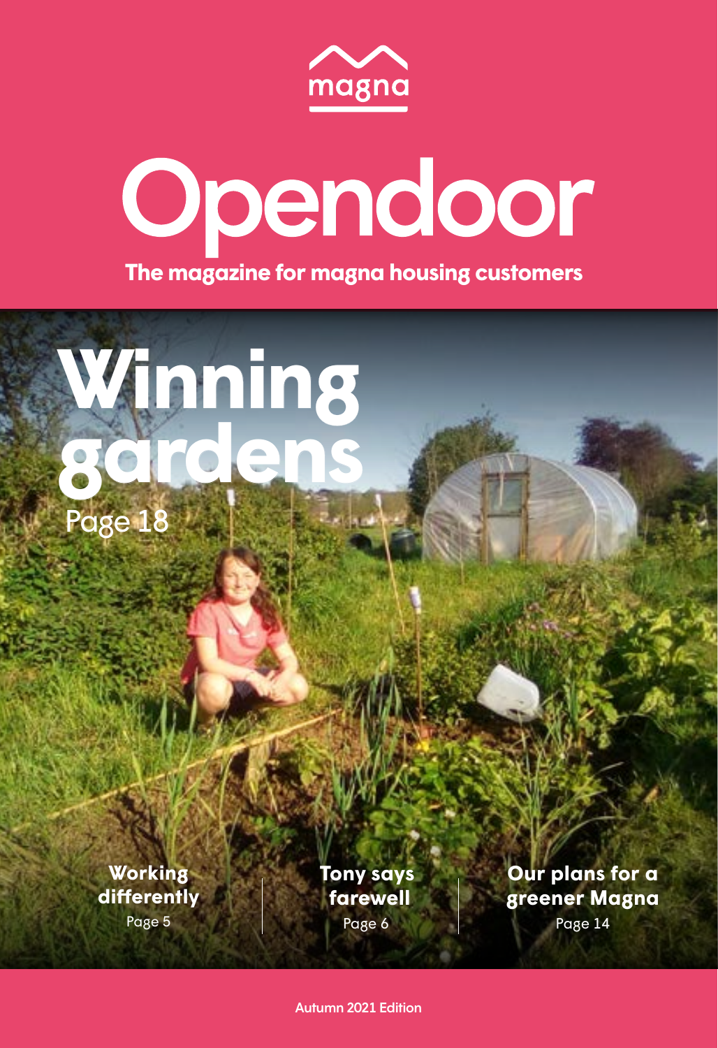magna

# Opendoor

**The magazine for magna housing customers**

## Winning gardens

Page 18

**Working differently**
Page 5

**Tony says farewell**
Page 6

**Our plans for a greener Magna**
Page 14

Autumn 2021 Edition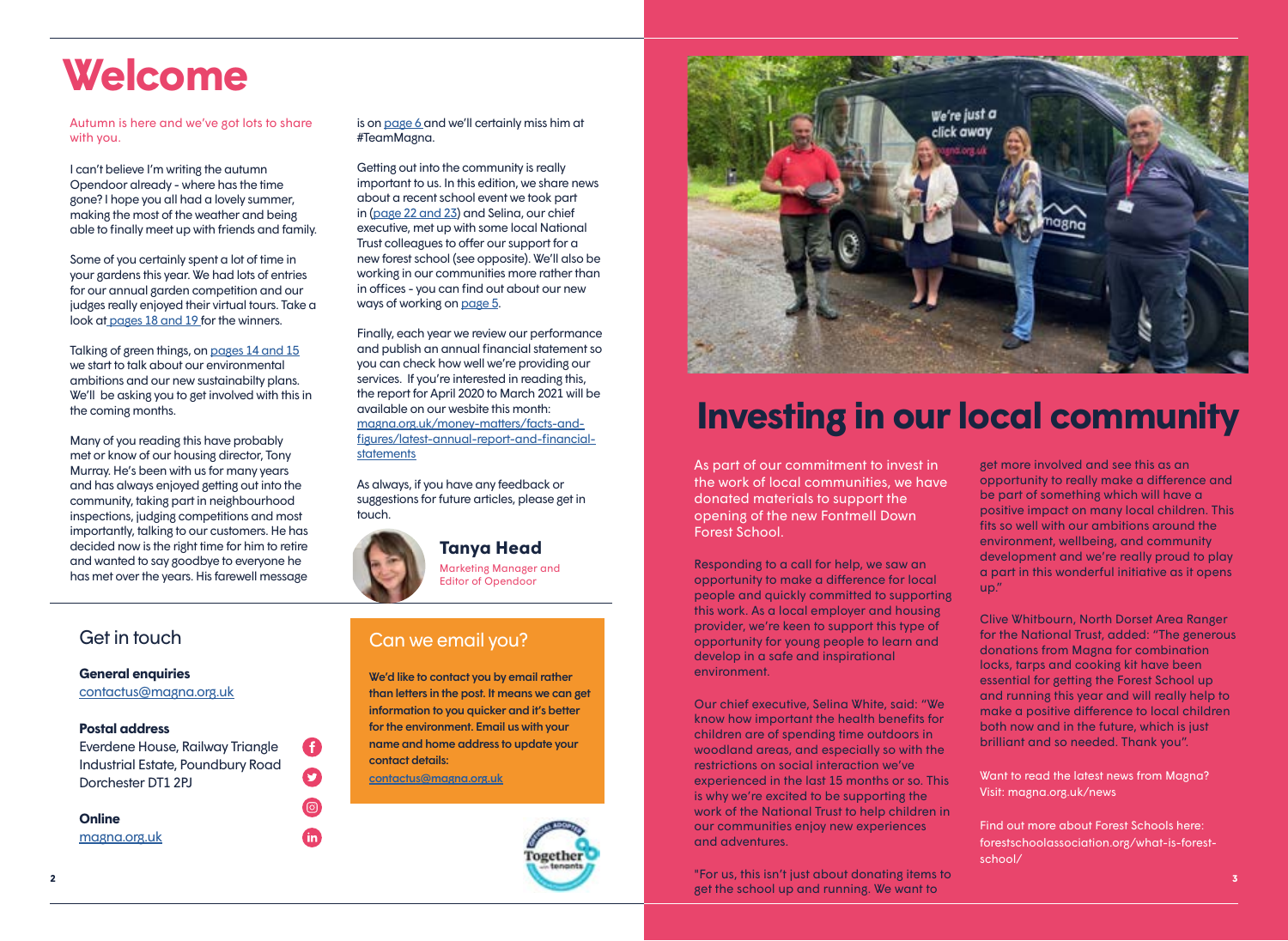# Welcome

Autumn is here and we've got lots to share with you.

I can't believe I'm writing the autumn Opendoor already - where has the time gone? I hope you all had a lovely summer, making the most of the weather and being able to finally meet up with friends and family.

Some of you certainly spent a lot of time in your gardens this year. We had lots of entries for our annual garden competition and our judges really enjoyed their virtual tours. Take a look at pages 18 and 19 for the winners.

Talking of green things, on pages 14 and 15 we start to talk about our environmental ambitions and our new sustainabilty plans. We'll be asking you to get involved with this in the coming months.

Many of you reading this have probably met or know of our housing director, Tony Murray. He's been with us for many years and has always enjoyed getting out into the community, taking part in neighbourhood inspections, judging competitions and most importantly, talking to our customers. He has decided now is the right time for him to retire and wanted to say goodbye to everyone he has met over the years. His farewell message is on page 6 and we'll certainly miss him at #TeamMagna.

Getting out into the community is really important to us. In this edition, we share news about a recent school event we took part in (page 22 and 23) and Selina, our chief executive, met up with some local National Trust colleagues to offer our support for a new forest school (see opposite). We'll also be working in our communities more rather than in offices - you can find out about our new ways of working on page 5.

Finally, each year we review our performance and publish an annual financial statement so you can check how well we're providing our services. If you're interested in reading this, the report for April 2020 to March 2021 will be available on our wesbite this month: magna.org.uk/money-matters/facts-and-figures/latest-annual-report-and-financial-statements

As always, if you have any feedback or suggestions for future articles, please get in touch.

**Tanya Head**
Marketing Manager and Editor of Opendoor

## Get in touch

**General enquiries**
contactus@magna.org.uk

**Postal address**
Everdene House, Railway Triangle Industrial Estate, Poundbury Road Dorchester DT1 2PJ

**Online**
magna.org.uk

## Can we email you?

**We'd like to contact you by email rather than letters in the post. It means we can get information to you quicker and it's better for the environment. Email us with your name and home address to update your contact details:**
contactus@magna.org.uk

# Investing in our local community

As part of our commitment to invest in the work of local communities, we have donated materials to support the opening of the new Fontmell Down Forest School.

Responding to a call for help, we saw an opportunity to make a difference for local people and quickly committed to supporting this work. As a local employer and housing provider, we're keen to support this type of opportunity for young people to learn and develop in a safe and inspirational environment.

Our chief executive, Selina White, said: "We know how important the health benefits for children are of spending time outdoors in woodland areas, and especially so with the restrictions on social interaction we've experienced in the last 15 months or so. This is why we're excited to be supporting the work of the National Trust to help children in our communities enjoy new experiences and adventures.

"For us, this isn't just about donating items to get the school up and running. We want to get more involved and see this as an opportunity to really make a difference and be part of something which will have a positive impact on many local children. This fits so well with our ambitions around the environment, wellbeing, and community development and we're really proud to play a part in this wonderful initiative as it opens up."

Clive Whitbourn, North Dorset Area Ranger for the National Trust, added: "The generous donations from Magna for combination locks, tarps and cooking kit have been essential for getting the Forest School up and running this year and will really help to make a positive difference to local children both now and in the future, which is just brilliant and so needed. Thank you".

Want to read the latest news from Magna? Visit: magna.org.uk/news

Find out more about Forest Schools here: forestschoolassociation.org/what-is-forest-school/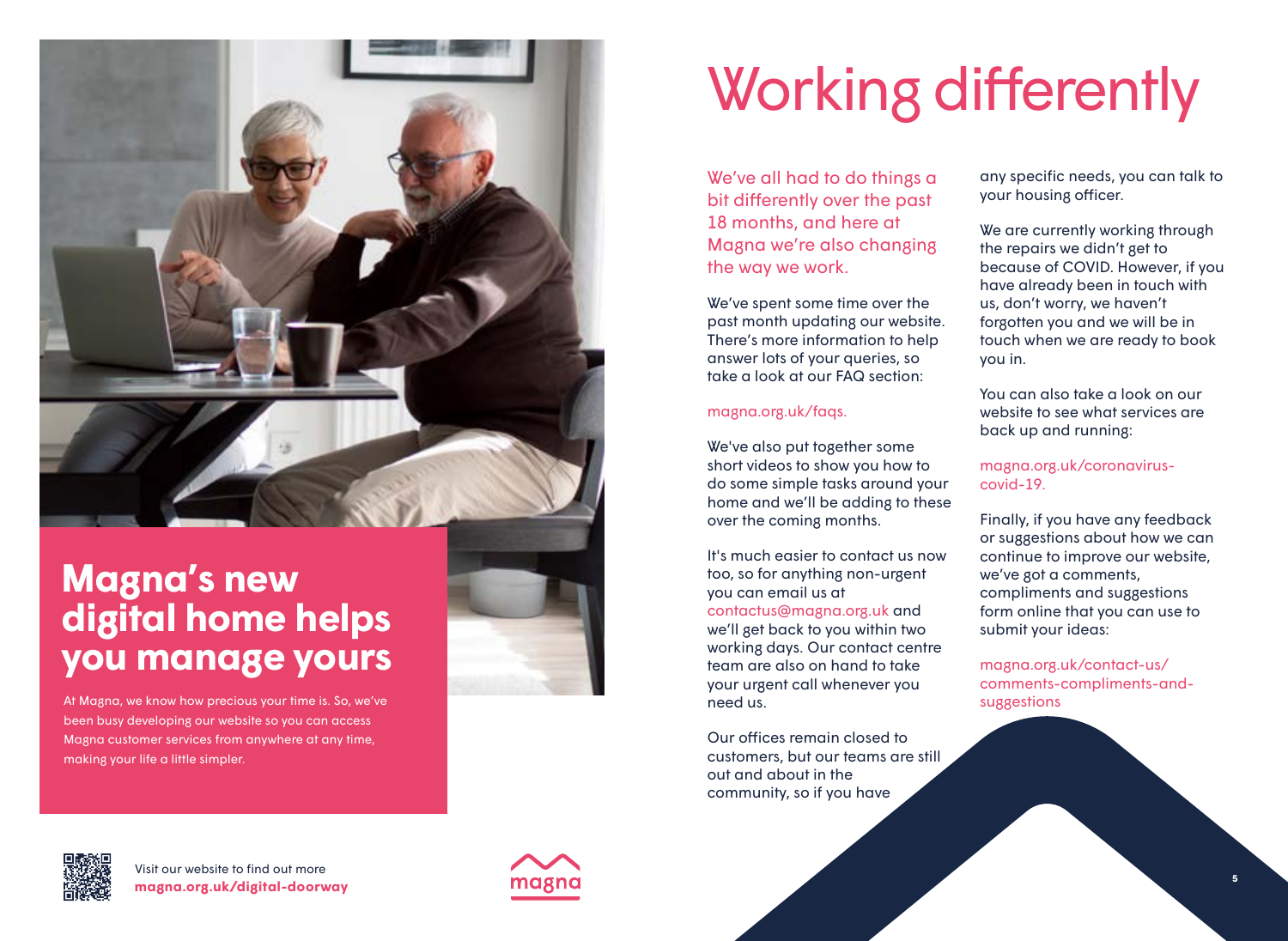## Magna's new digital home helps you manage yours

At Magna, we know how precious your time is. So, we've been busy developing our website so you can access Magna customer services from anywhere at any time, making your life a little simpler.

Visit our website to find out more
**magna.org.uk/digital-doorway**

# Working differently

We've all had to do things a bit differently over the past 18 months, and here at Magna we're also changing the way we work.

We've spent some time over the past month updating our website. There's more information to help answer lots of your queries, so take a look at our FAQ section:

magna.org.uk/faqs.

We've also put together some short videos to show you how to do some simple tasks around your home and we'll be adding to these over the coming months.

It's much easier to contact us now too, so for anything non-urgent you can email us at contactus@magna.org.uk and we'll get back to you within two working days. Our contact centre team are also on hand to take your urgent call whenever you need us.

Our offices remain closed to customers, but our teams are still out and about in the community, so if you have any specific needs, you can talk to your housing officer.

We are currently working through the repairs we didn't get to because of COVID. However, if you have already been in touch with us, don't worry, we haven't forgotten you and we will be in touch when we are ready to book you in.

You can also take a look on our website to see what services are back up and running:

magna.org.uk/coronavirus-covid-19.

Finally, if you have any feedback or suggestions about how we can continue to improve our website, we've got a comments, compliments and suggestions form online that you can use to submit your ideas:

magna.org.uk/contact-us/comments-compliments-and-suggestions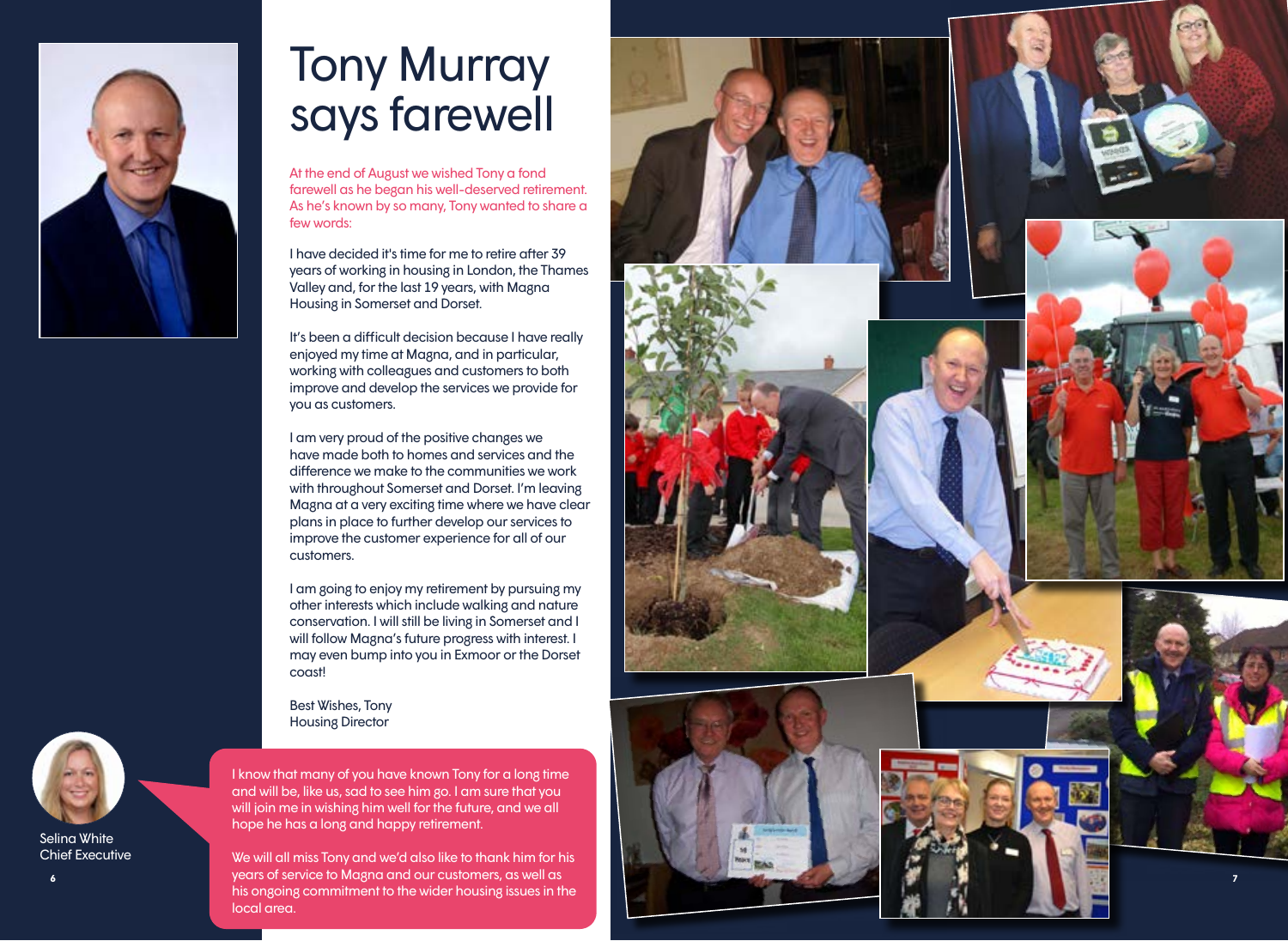# Tony Murray says farewell

At the end of August we wished Tony a fond farewell as he began his well-deserved retirement. As he's known by so many, Tony wanted to share a few words:

I have decided it's time for me to retire after 39 years of working in housing in London, the Thames Valley and, for the last 19 years, with Magna Housing in Somerset and Dorset.

It's been a difficult decision because I have really enjoyed my time at Magna, and in particular, working with colleagues and customers to both improve and develop the services we provide for you as customers.

I am very proud of the positive changes we have made both to homes and services and the difference we make to the communities we work with throughout Somerset and Dorset. I'm leaving Magna at a very exciting time where we have clear plans in place to further develop our services to improve the customer experience for all of our customers.

I am going to enjoy my retirement by pursuing my other interests which include walking and nature conservation. I will still be living in Somerset and I will follow Magna's future progress with interest. I may even bump into you in Exmoor or the Dorset coast!

Best Wishes, Tony
Housing Director

Selina White
Chief Executive

I know that many of you have known Tony for a long time and will be, like us, sad to see him go. I am sure that you will join me in wishing him well for the future, and we all hope he has a long and happy retirement.

We will all miss Tony and we'd also like to thank him for his years of service to Magna and our customers, as well as his ongoing commitment to the wider housing issues in the local area.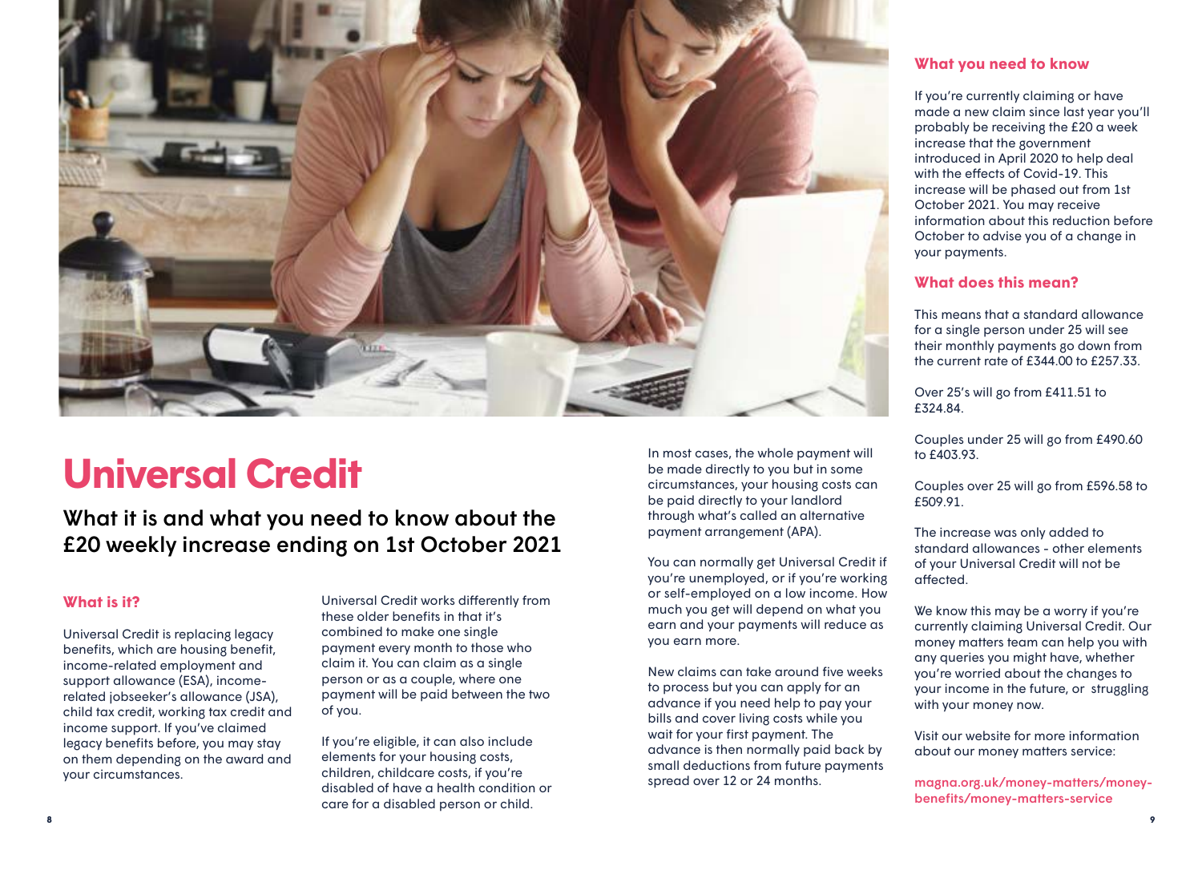# Universal Credit

## What it is and what you need to know about the £20 weekly increase ending on 1st October 2021

### What is it?

Universal Credit is replacing legacy benefits, which are housing benefit, income-related employment and support allowance (ESA), income-related jobseeker's allowance (JSA), child tax credit, working tax credit and income support. If you've claimed legacy benefits before, you may stay on them depending on the award and your circumstances.

Universal Credit works differently from these older benefits in that it's combined to make one single payment every month to those who claim it. You can claim as a single person or as a couple, where one payment will be paid between the two of you.

If you're eligible, it can also include elements for your housing costs, children, childcare costs, if you're disabled of have a health condition or care for a disabled person or child.

In most cases, the whole payment will be made directly to you but in some circumstances, your housing costs can be paid directly to your landlord through what's called an alternative payment arrangement (APA).

You can normally get Universal Credit if you're unemployed, or if you're working or self-employed on a low income. How much you get will depend on what you earn and your payments will reduce as you earn more.

New claims can take around five weeks to process but you can apply for an advance if you need help to pay your bills and cover living costs while you wait for your first payment. The advance is then normally paid back by small deductions from future payments spread over 12 or 24 months.

### What you need to know

If you're currently claiming or have made a new claim since last year you'll probably be receiving the £20 a week increase that the government introduced in April 2020 to help deal with the effects of Covid-19. This increase will be phased out from 1st October 2021. You may receive information about this reduction before October to advise you of a change in your payments.

### What does this mean?

This means that a standard allowance for a single person under 25 will see their monthly payments go down from the current rate of £344.00 to £257.33.

Over 25's will go from £411.51 to £324.84.

Couples under 25 will go from £490.60 to £403.93.

Couples over 25 will go from £596.58 to £509.91.

The increase was only added to standard allowances - other elements of your Universal Credit will not be affected.

We know this may be a worry if you're currently claiming Universal Credit. Our money matters team can help you with any queries you might have, whether you're worried about the changes to your income in the future, or struggling with your money now.

Visit our website for more information about our money matters service:

**magna.org.uk/money-matters/money-benefits/money-matters-service**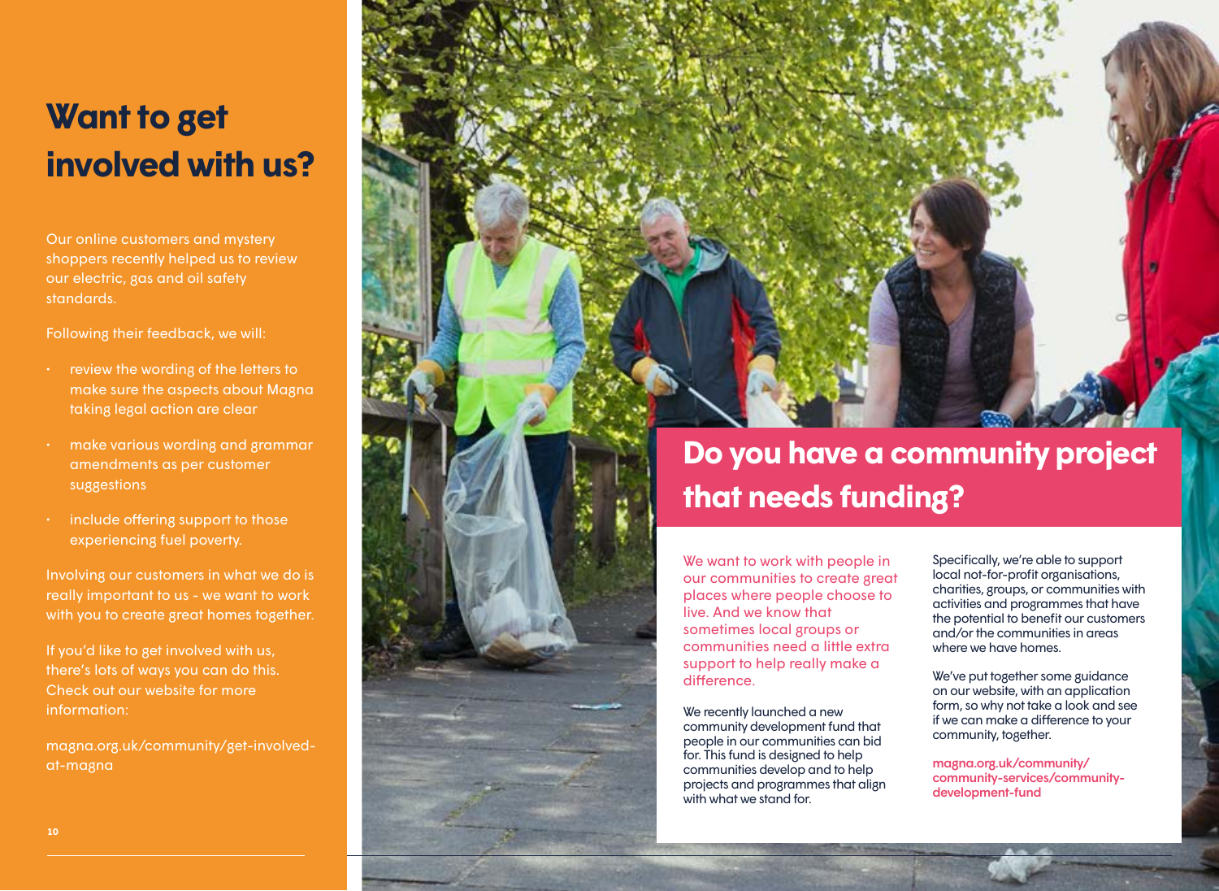# Want to get involved with us?

Our online customers and mystery shoppers recently helped us to review our electric, gas and oil safety standards.

Following their feedback, we will:

- review the wording of the letters to make sure the aspects about Magna taking legal action are clear
- make various wording and grammar amendments as per customer suggestions
- include offering support to those experiencing fuel poverty.

Involving our customers in what we do is really important to us - we want to work with you to create great homes together.

If you'd like to get involved with us, there's lots of ways you can do this. Check out our website for more information:

magna.org.uk/community/get-involved-at-magna

## Do you have a community project that needs funding?

We want to work with people in our communities to create great places where people choose to live. And we know that sometimes local groups or communities need a little extra support to help really make a difference.

We recently launched a new community development fund that people in our communities can bid for. This fund is designed to help communities develop and to help projects and programmes that align with what we stand for.

Specifically, we're able to support local not-for-profit organisations, charities, groups, or communities with activities and programmes that have the potential to benefit our customers and/or the communities in areas where we have homes.

We've put together some guidance on our website, with an application form, so why not take a look and see if we can make a difference to your community, together.

**magna.org.uk/community/community-services/community-development-fund**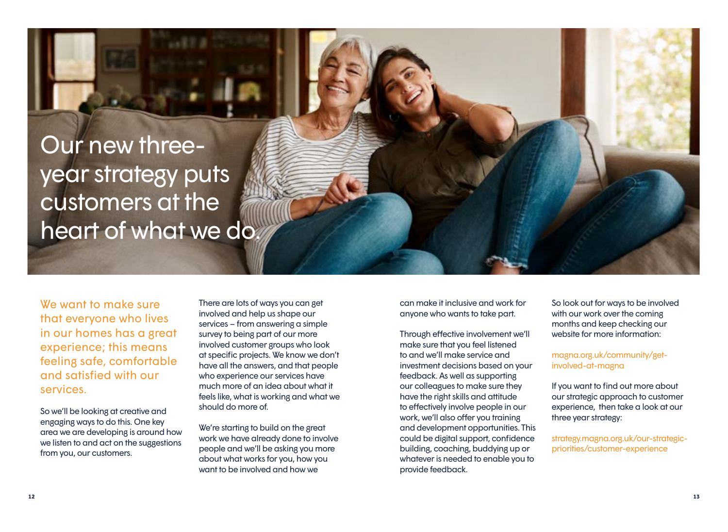# Our new three-year strategy puts customers at the heart of what we do.

We want to make sure that everyone who lives in our homes has a great experience; this means feeling safe, comfortable and satisfied with our services.

So we'll be looking at creative and engaging ways to do this. One key area we are developing is around how we listen to and act on the suggestions from you, our customers.

There are lots of ways you can get involved and help us shape our services – from answering a simple survey to being part of our more involved customer groups who look at specific projects. We know we don't have all the answers, and that people who experience our services have much more of an idea about what it feels like, what is working and what we should do more of.

We're starting to build on the great work we have already done to involve people and we'll be asking you more about what works for you, how you want to be involved and how we can make it inclusive and work for anyone who wants to take part.

Through effective involvement we'll make sure that you feel listened to and we'll make service and investment decisions based on your feedback. As well as supporting our colleagues to make sure they have the right skills and attitude to effectively involve people in our work, we'll also offer you training and development opportunities. This could be digital support, confidence building, coaching, buddying up or whatever is needed to enable you to provide feedback.

So look out for ways to be involved with our work over the coming months and keep checking our website for more information:

magna.org.uk/community/get-involved-at-magna

If you want to find out more about our strategic approach to customer experience, then take a look at our three year strategy:

strategy.magna.org.uk/our-strategic-priorities/customer-experience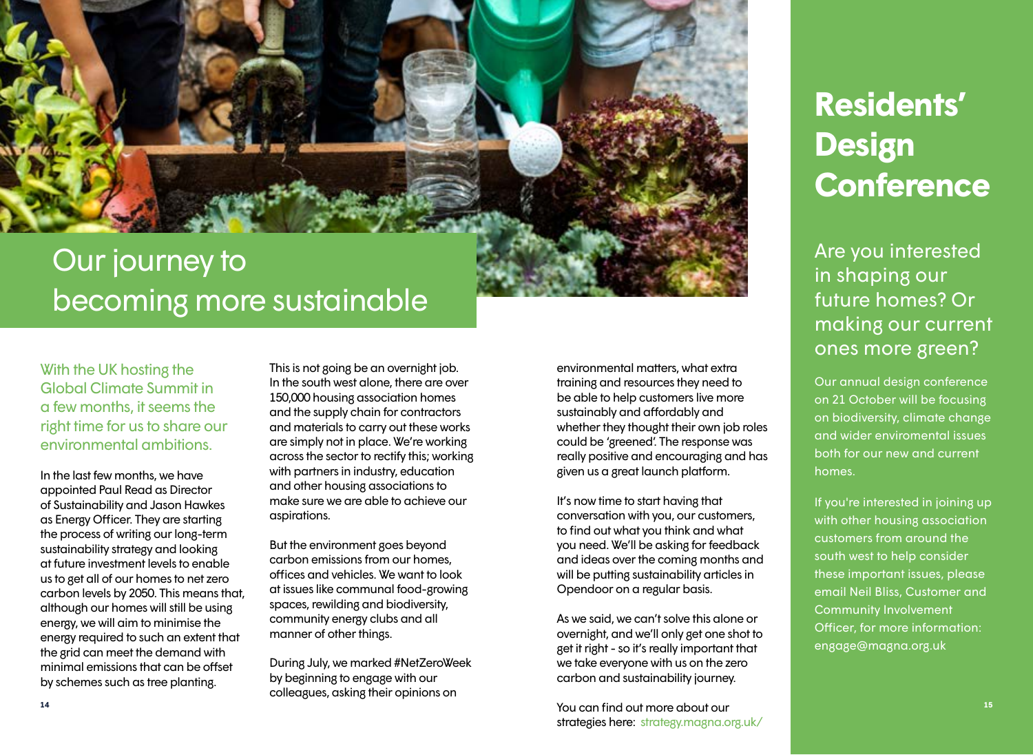# Our journey to becoming more sustainable

With the UK hosting the Global Climate Summit in a few months, it seems the right time for us to share our environmental ambitions.

In the last few months, we have appointed Paul Read as Director of Sustainability and Jason Hawkes as Energy Officer. They are starting the process of writing our long-term sustainability strategy and looking at future investment levels to enable us to get all of our homes to net zero carbon levels by 2050. This means that, although our homes will still be using energy, we will aim to minimise the energy required to such an extent that the grid can meet the demand with minimal emissions that can be offset by schemes such as tree planting.

This is not going be an overnight job. In the south west alone, there are over 150,000 housing association homes and the supply chain for contractors and materials to carry out these works are simply not in place. We're working across the sector to rectify this; working with partners in industry, education and other housing associations to make sure we are able to achieve our aspirations.

But the environment goes beyond carbon emissions from our homes, offices and vehicles. We want to look at issues like communal food-growing spaces, rewilding and biodiversity, community energy clubs and all manner of other things.

During July, we marked #NetZeroWeek by beginning to engage with our colleagues, asking their opinions on environmental matters, what extra training and resources they need to be able to help customers live more sustainably and affordably and whether they thought their own job roles could be 'greened'. The response was really positive and encouraging and has given us a great launch platform.

It's now time to start having that conversation with you, our customers, to find out what you think and what you need. We'll be asking for feedback and ideas over the coming months and will be putting sustainability articles in Opendoor on a regular basis.

As we said, we can't solve this alone or overnight, and we'll only get one shot to get it right - so it's really important that we take everyone with us on the zero carbon and sustainability journey.

You can find out more about our strategies here: strategy.magna.org.uk/

# Residents' Design Conference

## Are you interested in shaping our future homes? Or making our current ones more green?

Our annual design conference on 21 October will be focusing on biodiversity, climate change and wider enviromental issues both for our new and current homes.

If you're interested in joining up with other housing association customers from around the south west to help consider these important issues, please email Neil Bliss, Customer and Community Involvement Officer, for more information: engage@magna.org.uk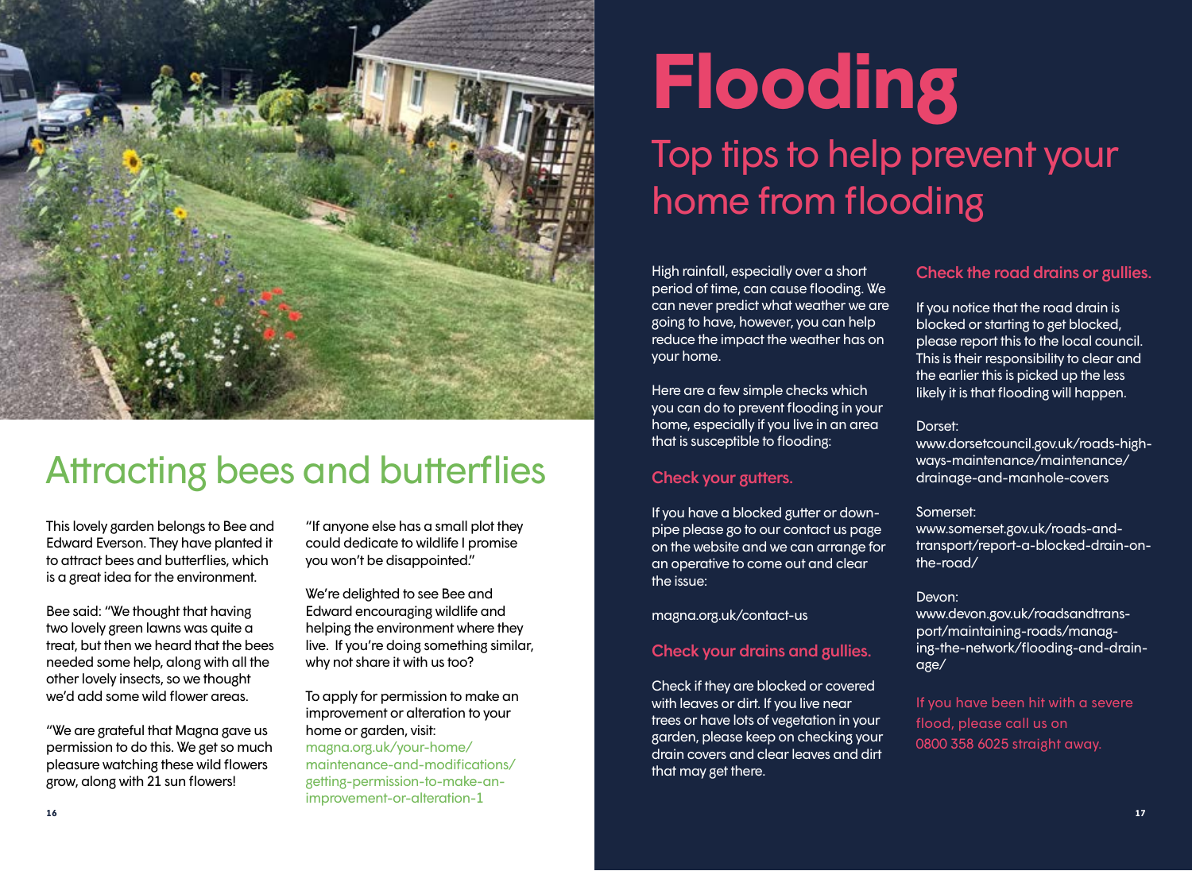## Attracting bees and butterflies

This lovely garden belongs to Bee and Edward Everson. They have planted it to attract bees and butterflies, which is a great idea for the environment.

Bee said: "We thought that having two lovely green lawns was quite a treat, but then we heard that the bees needed some help, along with all the other lovely insects, so we thought we'd add some wild flower areas.

"We are grateful that Magna gave us permission to do this. We get so much pleasure watching these wild flowers grow, along with 21 sun flowers!

"If anyone else has a small plot they could dedicate to wildlife I promise you won't be disappointed."

We're delighted to see Bee and Edward encouraging wildlife and helping the environment where they live. If you're doing something similar, why not share it with us too?

To apply for permission to make an improvement or alteration to your home or garden, visit: magna.org.uk/your-home/maintenance-and-modifications/getting-permission-to-make-an-improvement-or-alteration-1

# Flooding

## Top tips to help prevent your home from flooding

High rainfall, especially over a short period of time, can cause flooding. We can never predict what weather we are going to have, however, you can help reduce the impact the weather has on your home.

Here are a few simple checks which you can do to prevent flooding in your home, especially if you live in an area that is susceptible to flooding:

### Check your gutters.

If you have a blocked gutter or down-pipe please go to our contact us page on the website and we can arrange for an operative to come out and clear the issue:

magna.org.uk/contact-us

### Check your drains and gullies.

Check if they are blocked or covered with leaves or dirt. If you live near trees or have lots of vegetation in your garden, please keep on checking your drain covers and clear leaves and dirt that may get there.

### Check the road drains or gullies.

If you notice that the road drain is blocked or starting to get blocked, please report this to the local council. This is their responsibility to clear and the earlier this is picked up the less likely it is that flooding will happen.

Dorset:
www.dorsetcouncil.gov.uk/roads-highways-maintenance/maintenance/drainage-and-manhole-covers

Somerset:
www.somerset.gov.uk/roads-and-transport/report-a-blocked-drain-on-the-road/

Devon:
www.devon.gov.uk/roadsandtransport/maintaining-roads/managing-the-network/flooding-and-drainage/

If you have been hit with a severe flood, please call us on 0800 358 6025 straight away.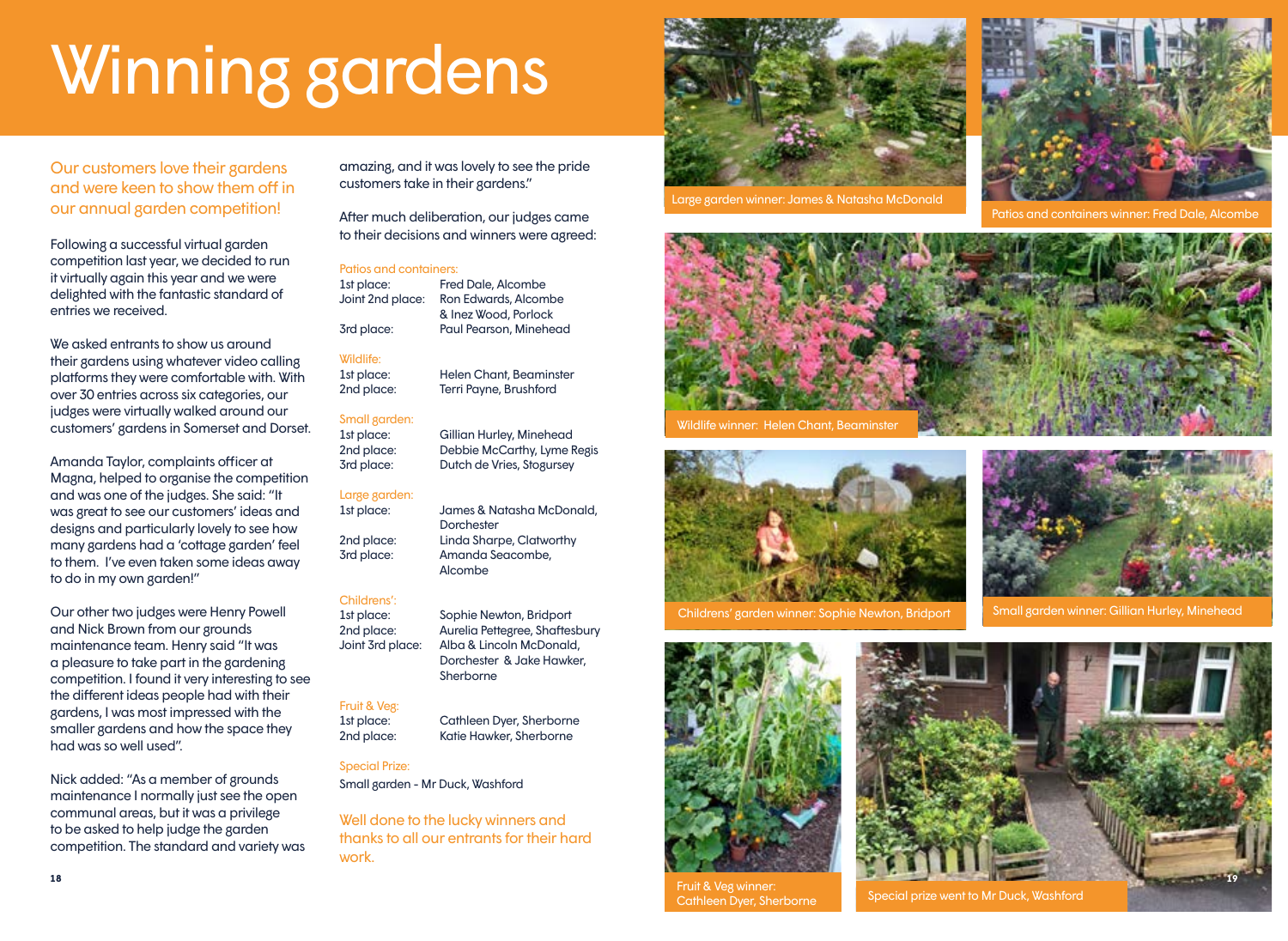# Winning gardens

Our customers love their gardens and were keen to show them off in our annual garden competition!

Following a successful virtual garden competition last year, we decided to run it virtually again this year and we were delighted with the fantastic standard of entries we received.

We asked entrants to show us around their gardens using whatever video calling platforms they were comfortable with. With over 30 entries across six categories, our judges were virtually walked around our customers' gardens in Somerset and Dorset.

Amanda Taylor, complaints officer at Magna, helped to organise the competition and was one of the judges. She said: "It was great to see our customers' ideas and designs and particularly lovely to see how many gardens had a 'cottage garden' feel to them. I've even taken some ideas away to do in my own garden!"

Our other two judges were Henry Powell and Nick Brown from our grounds maintenance team. Henry said "It was a pleasure to take part in the gardening competition. I found it very interesting to see the different ideas people had with their gardens, I was most impressed with the smaller gardens and how the space they had was so well used".

Nick added: "As a member of grounds maintenance I normally just see the open communal areas, but it was a privilege to be asked to help judge the garden competition. The standard and variety was amazing, and it was lovely to see the pride customers take in their gardens."

After much deliberation, our judges came to their decisions and winners were agreed:

**Patios and containers:**

| | |
|---|---|
| 1st place: | Fred Dale, Alcombe |
| Joint 2nd place: | Ron Edwards, Alcombe & Inez Wood, Porlock |
| 3rd place: | Paul Pearson, Minehead |

**Wildlife:**

| | |
|---|---|
| 1st place: | Helen Chant, Beaminster |
| 2nd place: | Terri Payne, Brushford |

**Small garden:**

| | |
|---|---|
| 1st place: | Gillian Hurley, Minehead |
| 2nd place: | Debbie McCarthy, Lyme Regis |
| 3rd place: | Dutch de Vries, Stogursey |

**Large garden:**

| | |
|---|---|
| 1st place: | James & Natasha McDonald, Dorchester |
| 2nd place: | Linda Sharpe, Clatworthy |
| 3rd place: | Amanda Seacombe, Alcombe |

**Childrens':**

| | |
|---|---|
| 1st place: | Sophie Newton, Bridport |
| 2nd place: | Aurelia Pettegree, Shaftesbury |
| Joint 3rd place: | Alba & Lincoln McDonald, Dorchester & Jake Hawker, Sherborne |

**Fruit & Veg:**

| | |
|---|---|
| 1st place: | Cathleen Dyer, Sherborne |
| 2nd place: | Katie Hawker, Sherborne |

**Special Prize:**

Small garden - Mr Duck, Washford

Well done to the lucky winners and thanks to all our entrants for their hard work.

Large garden winner: James & Natasha McDonald

Patios and containers winner: Fred Dale, Alcombe

Wildlife winner: Helen Chant, Beaminster

Childrens' garden winner: Sophie Newton, Bridport

Small garden winner: Gillian Hurley, Minehead

Fruit & Veg winner: Cathleen Dyer, Sherborne

Special prize went to Mr Duck, Washford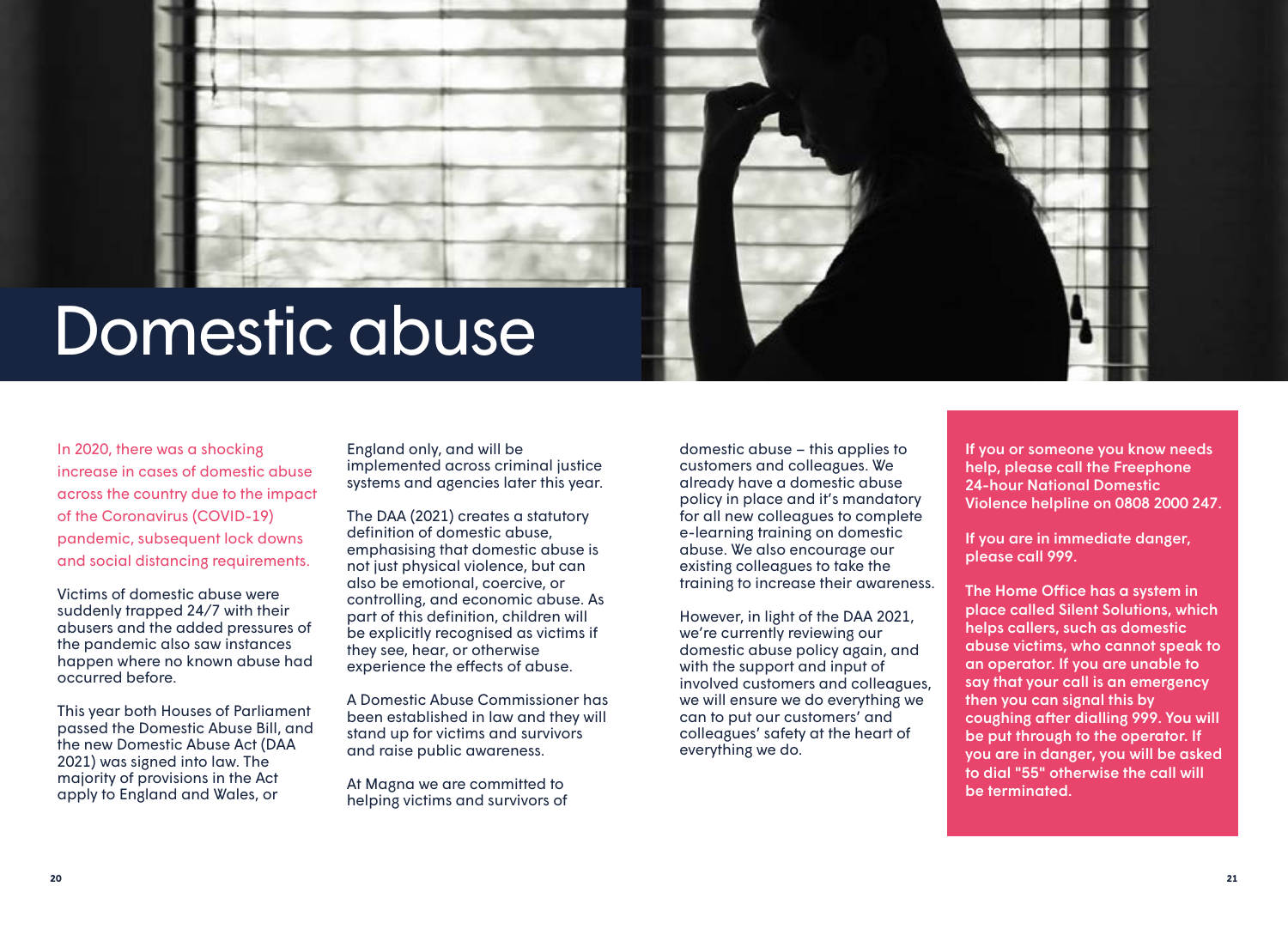# Domestic abuse

In 2020, there was a shocking increase in cases of domestic abuse across the country due to the impact of the Coronavirus (COVID-19) pandemic, subsequent lock downs and social distancing requirements.

Victims of domestic abuse were suddenly trapped 24/7 with their abusers and the added pressures of the pandemic also saw instances happen where no known abuse had occurred before.

This year both Houses of Parliament passed the Domestic Abuse Bill, and the new Domestic Abuse Act (DAA 2021) was signed into law. The majority of provisions in the Act apply to England and Wales, or England only, and will be implemented across criminal justice systems and agencies later this year.

The DAA (2021) creates a statutory definition of domestic abuse, emphasising that domestic abuse is not just physical violence, but can also be emotional, coercive, or controlling, and economic abuse. As part of this definition, children will be explicitly recognised as victims if they see, hear, or otherwise experience the effects of abuse.

A Domestic Abuse Commissioner has been established in law and they will stand up for victims and survivors and raise public awareness.

At Magna we are committed to helping victims and survivors of domestic abuse – this applies to customers and colleagues. We already have a domestic abuse policy in place and it's mandatory for all new colleagues to complete e-learning training on domestic abuse. We also encourage our existing colleagues to take the training to increase their awareness.

However, in light of the DAA 2021, we're currently reviewing our domestic abuse policy again, and with the support and input of involved customers and colleagues, we will ensure we do everything we can to put our customers' and colleagues' safety at the heart of everything we do.

**If you or someone you know needs help, please call the Freephone 24-hour National Domestic Violence helpline on 0808 2000 247.**

**If you are in immediate danger, please call 999.**

**The Home Office has a system in place called Silent Solutions, which helps callers, such as domestic abuse victims, who cannot speak to an operator. If you are unable to say that your call is an emergency then you can signal this by coughing after dialling 999. You will be put through to the operator. If you are in danger, you will be asked to dial "55" otherwise the call will be terminated.**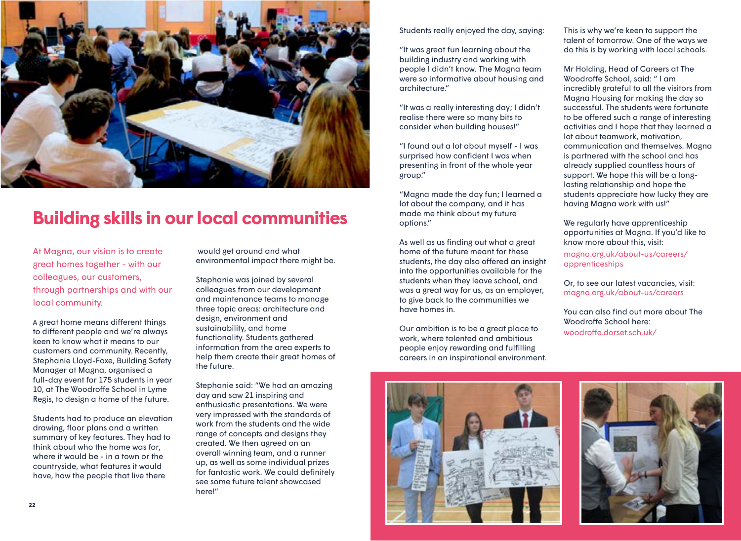# Building skills in our local communities

At Magna, our vision is to create great homes together - with our colleagues, our customers, through partnerships and with our local community.

A great home means different things to different people and we're always keen to know what it means to our customers and community. Recently, Stephanie Lloyd-Foxe, Building Safety Manager at Magna, organised a full-day event for 175 students in year 10, at The Woodroffe School in Lyme Regis, to design a home of the future.

Students had to produce an elevation drawing, floor plans and a written summary of key features. They had to think about who the home was for, where it would be - in a town or the countryside, what features it would have, how the people that live there would get around and what environmental impact there might be.

Stephanie was joined by several colleagues from our development and maintenance teams to manage three topic areas: architecture and design, environment and sustainability, and home functionality. Students gathered information from the area experts to help them create their great homes of the future.

Stephanie said: "We had an amazing day and saw 21 inspiring and enthusiastic presentations. We were very impressed with the standards of work from the students and the wide range of concepts and designs they created. We then agreed on an overall winning team, and a runner up, as well as some individual prizes for fantastic work. We could definitely see some future talent showcased here!"

Students really enjoyed the day, saying:

"It was great fun learning about the building industry and working with people I didn't know. The Magna team were so informative about housing and architecture."

"It was a really interesting day; I didn't realise there were so many bits to consider when building houses!"

"I found out a lot about myself - I was surprised how confident I was when presenting in front of the whole year group."

"Magna made the day fun; I learned a lot about the company, and it has made me think about my future options."

As well as us finding out what a great home of the future meant for these students, the day also offered an insight into the opportunities available for the students when they leave school, and was a great way for us, as an employer, to give back to the communities we have homes in.

Our ambition is to be a great place to work, where talented and ambitious people enjoy rewarding and fulfilling careers in an inspirational environment.

This is why we're keen to support the talent of tomorrow. One of the ways we do this is by working with local schools.

Mr Holding, Head of Careers at The Woodroffe School, said: " I am incredibly grateful to all the visitors from Magna Housing for making the day so successful. The students were fortunate to be offered such a range of interesting activities and I hope that they learned a lot about teamwork, motivation, communication and themselves. Magna is partnered with the school and has already supplied countless hours of support. We hope this will be a long-lasting relationship and hope the students appreciate how lucky they are having Magna work with us!"

We regularly have apprenticeship opportunities at Magna. If you'd like to know more about this, visit:
magna.org.uk/about-us/careers/apprenticeships

Or, to see our latest vacancies, visit:
magna.org.uk/about-us/careers

You can also find out more about The Woodroffe School here:
woodroffe.dorset.sch.uk/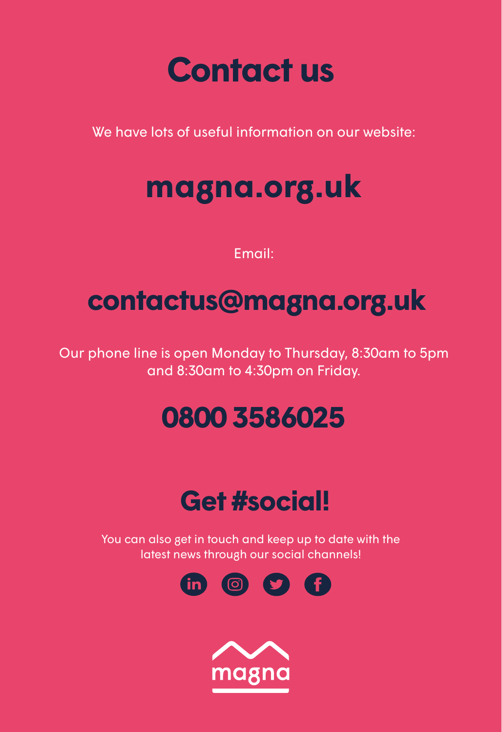# Contact us

We have lots of useful information on our website:

## magna.org.uk

Email:

## contactus@magna.org.uk

Our phone line is open Monday to Thursday, 8:30am to 5pm and 8:30am to 4:30pm on Friday.

## 0800 3586025

# Get #social!

You can also get in touch and keep up to date with the latest news through our social channels!

magna